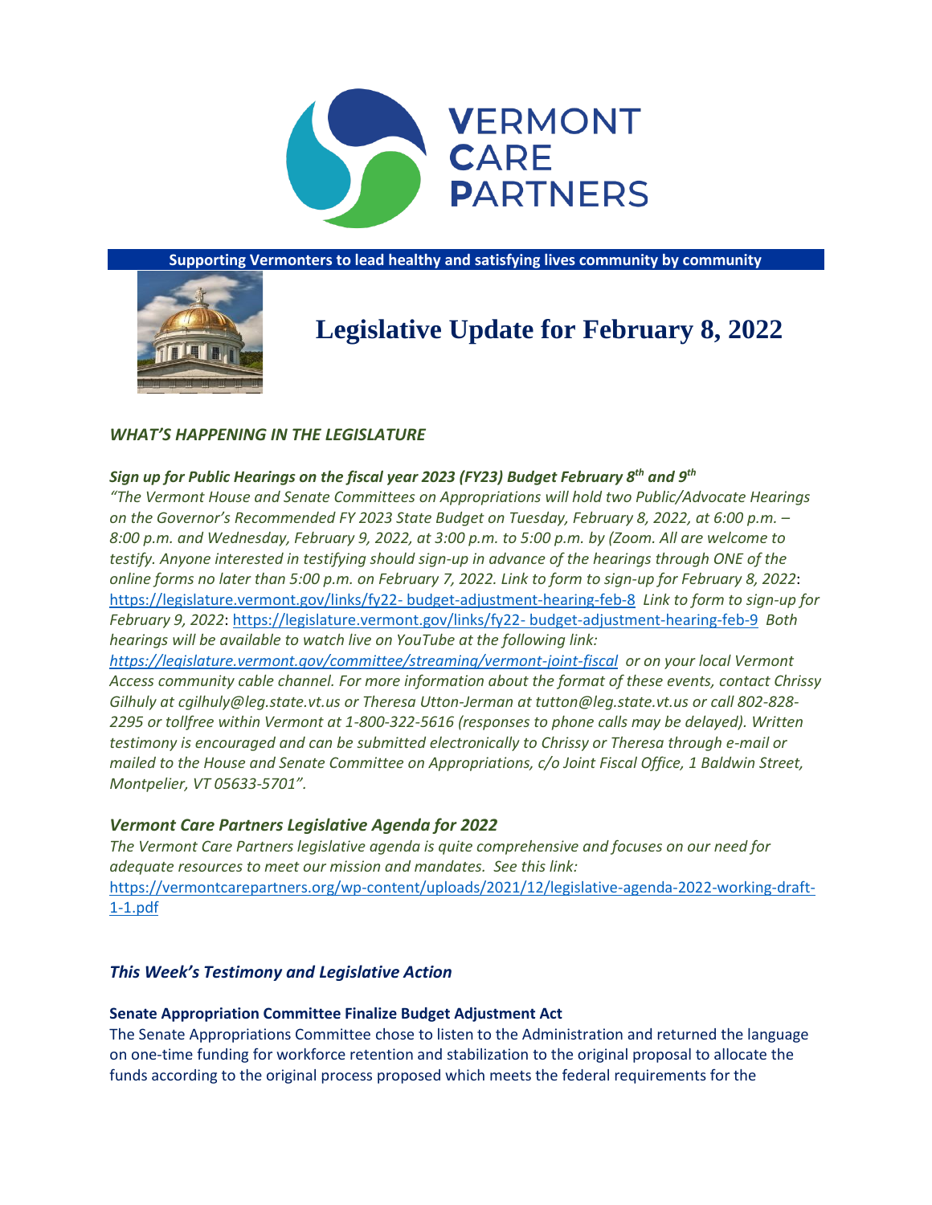**VERMONT CARE PARTNERS**

**Supporting Vermonters to lead healthy and satisfying lives community by community**

# Legislative Update for February 8, 2022

## *WHAT'S HAPPENING IN THE LEGISLATURE*

### *Sign up for Public Hearings on the fiscal year 2023 (FY23) Budget February 8th and 9th*

*"The Vermont House and Senate Committees on Appropriations will hold two Public/Advocate Hearings on the Governor's Recommended FY 2023 State Budget on Tuesday, February 8, 2022, at 6:00 p.m. – 8:00 p.m. and Wednesday, February 9, 2022, at 3:00 p.m. to 5:00 p.m. by (Zoom. All are welcome to testify. Anyone interested in testifying should sign-up in advance of the hearings through ONE of the online forms no later than 5:00 p.m. on February 7, 2022. Link to form to sign-up for February 8, 2022*: https://legislature.vermont.gov/links/fy22- budget-adjustment-hearing-feb-8 *Link to form to sign-up for February 9, 2022*: https://legislature.vermont.gov/links/fy22- budget-adjustment-hearing-feb-9 *Both hearings will be available to watch live on YouTube at the following link: https://legislature.vermont.gov/committee/streaming/vermont-joint-fiscal or on your local Vermont Access community cable channel. For more information about the format of these events, contact Chrissy Gilhuly at cgilhuly@leg.state.vt.us or Theresa Utton-Jerman at tutton@leg.state.vt.us or call 802-828-2295 or tollfree within Vermont at 1-800-322-5616 (responses to phone calls may be delayed). Written testimony is encouraged and can be submitted electronically to Chrissy or Theresa through e-mail or mailed to the House and Senate Committee on Appropriations, c/o Joint Fiscal Office, 1 Baldwin Street, Montpelier, VT 05633-5701".*

### *Vermont Care Partners Legislative Agenda for 2022*

*The Vermont Care Partners legislative agenda is quite comprehensive and focuses on our need for adequate resources to meet our mission and mandates. See this link:* https://vermontcarepartners.org/wp-content/uploads/2021/12/legislative-agenda-2022-working-draft-1-1.pdf

### *This Week's Testimony and Legislative Action*

**Senate Appropriation Committee Finalize Budget Adjustment Act**

The Senate Appropriations Committee chose to listen to the Administration and returned the language on one-time funding for workforce retention and stabilization to the original proposal to allocate the funds according to the original process proposed which meets the federal requirements for the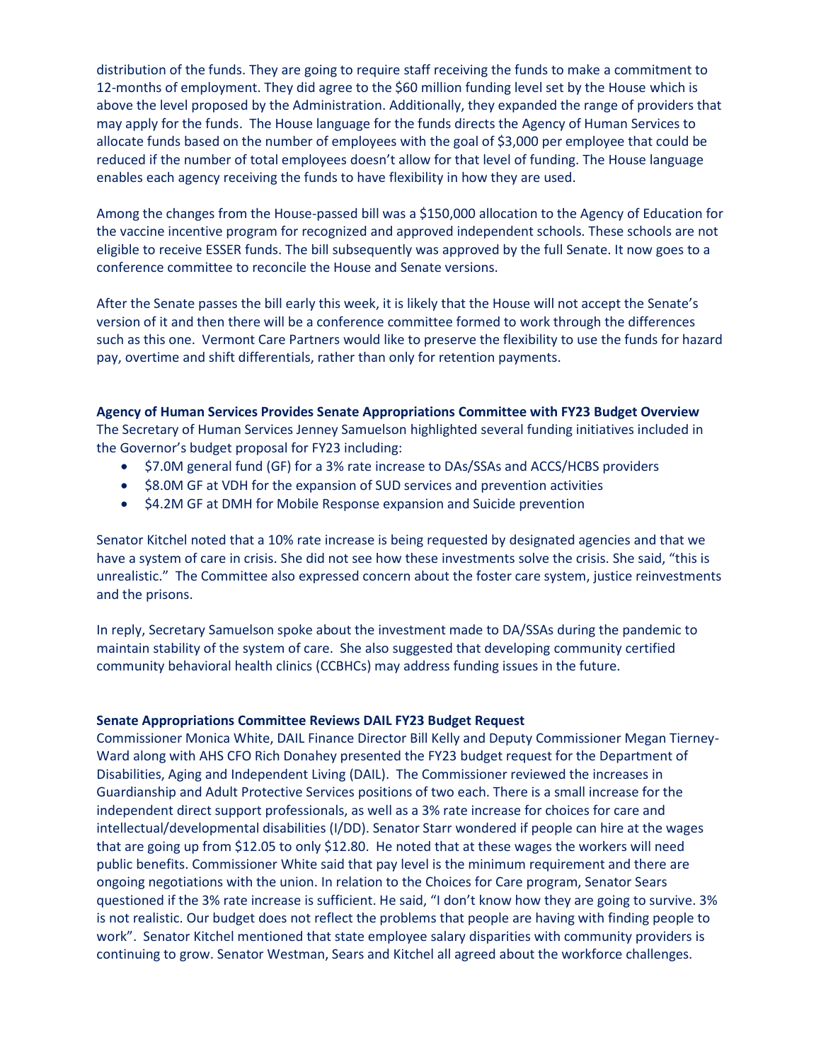distribution of the funds. They are going to require staff receiving the funds to make a commitment to 12-months of employment. They did agree to the $60 million funding level set by the House which is above the level proposed by the Administration. Additionally, they expanded the range of providers that may apply for the funds. The House language for the funds directs the Agency of Human Services to allocate funds based on the number of employees with the goal of $3,000 per employee that could be reduced if the number of total employees doesn't allow for that level of funding. The House language enables each agency receiving the funds to have flexibility in how they are used.

Among the changes from the House-passed bill was a $150,000 allocation to the Agency of Education for the vaccine incentive program for recognized and approved independent schools. These schools are not eligible to receive ESSER funds. The bill subsequently was approved by the full Senate. It now goes to a conference committee to reconcile the House and Senate versions.

After the Senate passes the bill early this week, it is likely that the House will not accept the Senate's version of it and then there will be a conference committee formed to work through the differences such as this one. Vermont Care Partners would like to preserve the flexibility to use the funds for hazard pay, overtime and shift differentials, rather than only for retention payments.

**Agency of Human Services Provides Senate Appropriations Committee with FY23 Budget Overview**

The Secretary of Human Services Jenney Samuelson highlighted several funding initiatives included in the Governor's budget proposal for FY23 including:

- $7.0M general fund (GF) for a 3% rate increase to DAs/SSAs and ACCS/HCBS providers
- $8.0M GF at VDH for the expansion of SUD services and prevention activities
- $4.2M GF at DMH for Mobile Response expansion and Suicide prevention

Senator Kitchel noted that a 10% rate increase is being requested by designated agencies and that we have a system of care in crisis. She did not see how these investments solve the crisis. She said, "this is unrealistic." The Committee also expressed concern about the foster care system, justice reinvestments and the prisons.

In reply, Secretary Samuelson spoke about the investment made to DA/SSAs during the pandemic to maintain stability of the system of care. She also suggested that developing community certified community behavioral health clinics (CCBHCs) may address funding issues in the future.

**Senate Appropriations Committee Reviews DAIL FY23 Budget Request**

Commissioner Monica White, DAIL Finance Director Bill Kelly and Deputy Commissioner Megan Tierney-Ward along with AHS CFO Rich Donahey presented the FY23 budget request for the Department of Disabilities, Aging and Independent Living (DAIL). The Commissioner reviewed the increases in Guardianship and Adult Protective Services positions of two each. There is a small increase for the independent direct support professionals, as well as a 3% rate increase for choices for care and intellectual/developmental disabilities (I/DD). Senator Starr wondered if people can hire at the wages that are going up from $12.05 to only $12.80. He noted that at these wages the workers will need public benefits. Commissioner White said that pay level is the minimum requirement and there are ongoing negotiations with the union. In relation to the Choices for Care program, Senator Sears questioned if the 3% rate increase is sufficient. He said, "I don't know how they are going to survive. 3% is not realistic. Our budget does not reflect the problems that people are having with finding people to work". Senator Kitchel mentioned that state employee salary disparities with community providers is continuing to grow. Senator Westman, Sears and Kitchel all agreed about the workforce challenges.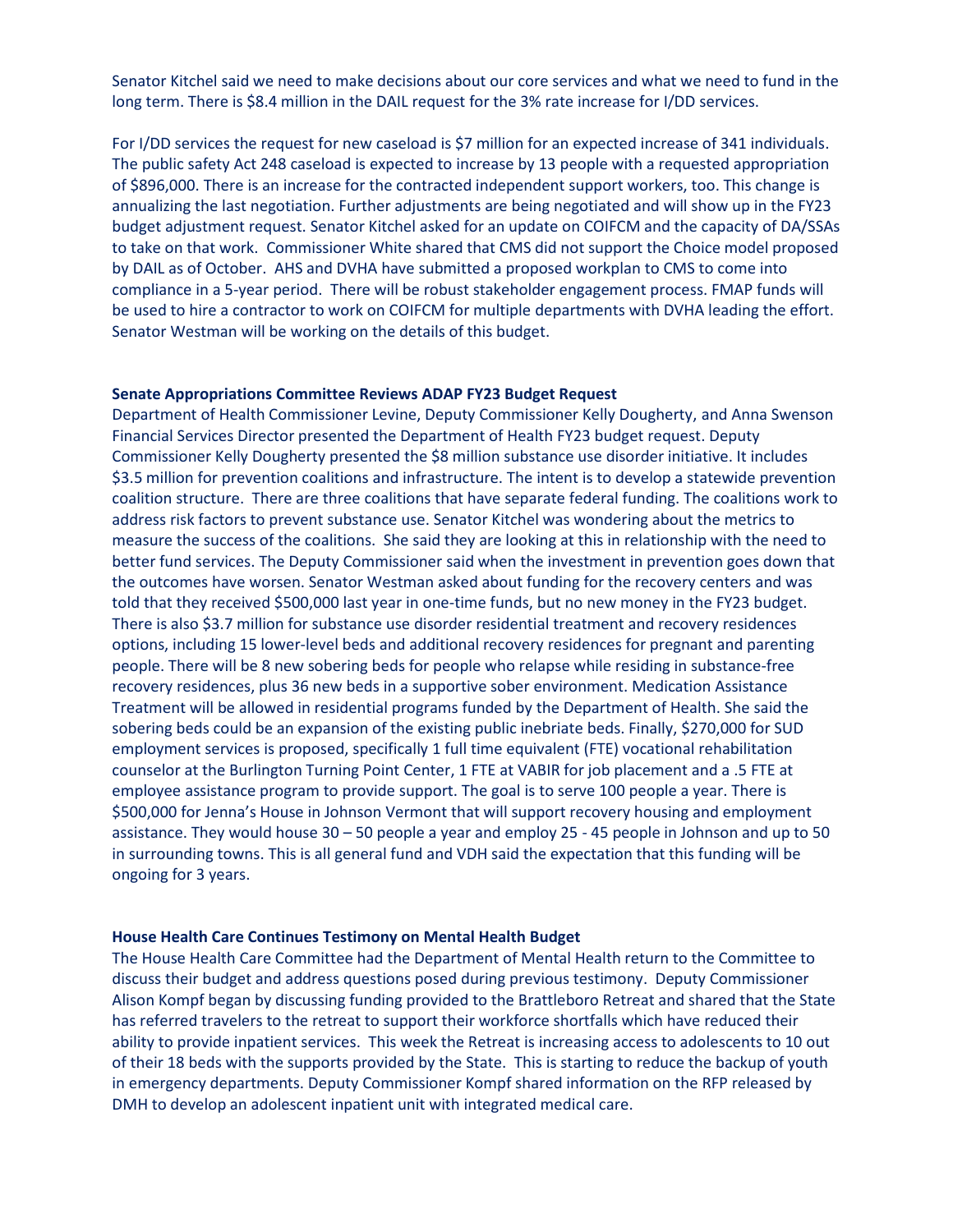Senator Kitchel said we need to make decisions about our core services and what we need to fund in the long term. There is $8.4 million in the DAIL request for the 3% rate increase for I/DD services.

For I/DD services the request for new caseload is $7 million for an expected increase of 341 individuals. The public safety Act 248 caseload is expected to increase by 13 people with a requested appropriation of $896,000. There is an increase for the contracted independent support workers, too. This change is annualizing the last negotiation. Further adjustments are being negotiated and will show up in the FY23 budget adjustment request. Senator Kitchel asked for an update on COIFCM and the capacity of DA/SSAs to take on that work. Commissioner White shared that CMS did not support the Choice model proposed by DAIL as of October. AHS and DVHA have submitted a proposed workplan to CMS to come into compliance in a 5-year period. There will be robust stakeholder engagement process. FMAP funds will be used to hire a contractor to work on COIFCM for multiple departments with DVHA leading the effort. Senator Westman will be working on the details of this budget.

**Senate Appropriations Committee Reviews ADAP FY23 Budget Request**

Department of Health Commissioner Levine, Deputy Commissioner Kelly Dougherty, and Anna Swenson Financial Services Director presented the Department of Health FY23 budget request. Deputy Commissioner Kelly Dougherty presented the $8 million substance use disorder initiative. It includes $3.5 million for prevention coalitions and infrastructure. The intent is to develop a statewide prevention coalition structure. There are three coalitions that have separate federal funding. The coalitions work to address risk factors to prevent substance use. Senator Kitchel was wondering about the metrics to measure the success of the coalitions. She said they are looking at this in relationship with the need to better fund services. The Deputy Commissioner said when the investment in prevention goes down that the outcomes have worsen. Senator Westman asked about funding for the recovery centers and was told that they received $500,000 last year in one-time funds, but no new money in the FY23 budget. There is also $3.7 million for substance use disorder residential treatment and recovery residences options, including 15 lower-level beds and additional recovery residences for pregnant and parenting people. There will be 8 new sobering beds for people who relapse while residing in substance-free recovery residences, plus 36 new beds in a supportive sober environment. Medication Assistance Treatment will be allowed in residential programs funded by the Department of Health. She said the sobering beds could be an expansion of the existing public inebriate beds. Finally, $270,000 for SUD employment services is proposed, specifically 1 full time equivalent (FTE) vocational rehabilitation counselor at the Burlington Turning Point Center, 1 FTE at VABIR for job placement and a .5 FTE at employee assistance program to provide support. The goal is to serve 100 people a year. There is $500,000 for Jenna's House in Johnson Vermont that will support recovery housing and employment assistance. They would house 30 – 50 people a year and employ 25 - 45 people in Johnson and up to 50 in surrounding towns. This is all general fund and VDH said the expectation that this funding will be ongoing for 3 years.

**House Health Care Continues Testimony on Mental Health Budget**

The House Health Care Committee had the Department of Mental Health return to the Committee to discuss their budget and address questions posed during previous testimony. Deputy Commissioner Alison Kompf began by discussing funding provided to the Brattleboro Retreat and shared that the State has referred travelers to the retreat to support their workforce shortfalls which have reduced their ability to provide inpatient services. This week the Retreat is increasing access to adolescents to 10 out of their 18 beds with the supports provided by the State. This is starting to reduce the backup of youth in emergency departments. Deputy Commissioner Kompf shared information on the RFP released by DMH to develop an adolescent inpatient unit with integrated medical care.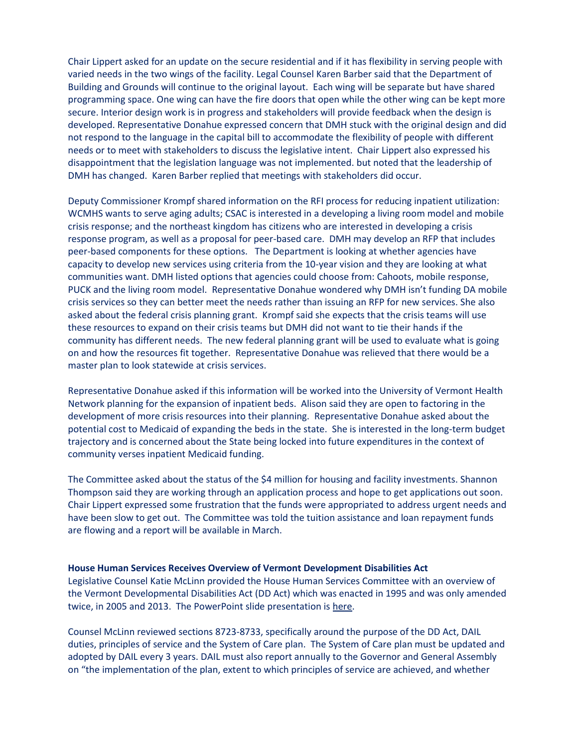Chair Lippert asked for an update on the secure residential and if it has flexibility in serving people with varied needs in the two wings of the facility. Legal Counsel Karen Barber said that the Department of Building and Grounds will continue to the original layout. Each wing will be separate but have shared programming space. One wing can have the fire doors that open while the other wing can be kept more secure. Interior design work is in progress and stakeholders will provide feedback when the design is developed. Representative Donahue expressed concern that DMH stuck with the original design and did not respond to the language in the capital bill to accommodate the flexibility of people with different needs or to meet with stakeholders to discuss the legislative intent. Chair Lippert also expressed his disappointment that the legislation language was not implemented. but noted that the leadership of DMH has changed. Karen Barber replied that meetings with stakeholders did occur.

Deputy Commissioner Krompf shared information on the RFI process for reducing inpatient utilization: WCMHS wants to serve aging adults; CSAC is interested in a developing a living room model and mobile crisis response; and the northeast kingdom has citizens who are interested in developing a crisis response program, as well as a proposal for peer-based care. DMH may develop an RFP that includes peer-based components for these options. The Department is looking at whether agencies have capacity to develop new services using criteria from the 10-year vision and they are looking at what communities want. DMH listed options that agencies could choose from: Cahoots, mobile response, PUCK and the living room model. Representative Donahue wondered why DMH isn't funding DA mobile crisis services so they can better meet the needs rather than issuing an RFP for new services. She also asked about the federal crisis planning grant. Krompf said she expects that the crisis teams will use these resources to expand on their crisis teams but DMH did not want to tie their hands if the community has different needs. The new federal planning grant will be used to evaluate what is going on and how the resources fit together. Representative Donahue was relieved that there would be a master plan to look statewide at crisis services.

Representative Donahue asked if this information will be worked into the University of Vermont Health Network planning for the expansion of inpatient beds. Alison said they are open to factoring in the development of more crisis resources into their planning. Representative Donahue asked about the potential cost to Medicaid of expanding the beds in the state. She is interested in the long-term budget trajectory and is concerned about the State being locked into future expenditures in the context of community verses inpatient Medicaid funding.

The Committee asked about the status of the $4 million for housing and facility investments. Shannon Thompson said they are working through an application process and hope to get applications out soon. Chair Lippert expressed some frustration that the funds were appropriated to address urgent needs and have been slow to get out. The Committee was told the tuition assistance and loan repayment funds are flowing and a report will be available in March.

**House Human Services Receives Overview of Vermont Development Disabilities Act**

Legislative Counsel Katie McLinn provided the House Human Services Committee with an overview of the Vermont Developmental Disabilities Act (DD Act) which was enacted in 1995 and was only amended twice, in 2005 and 2013. The PowerPoint slide presentation is here.

Counsel McLinn reviewed sections 8723-8733, specifically around the purpose of the DD Act, DAIL duties, principles of service and the System of Care plan. The System of Care plan must be updated and adopted by DAIL every 3 years. DAIL must also report annually to the Governor and General Assembly on "the implementation of the plan, extent to which principles of service are achieved, and whether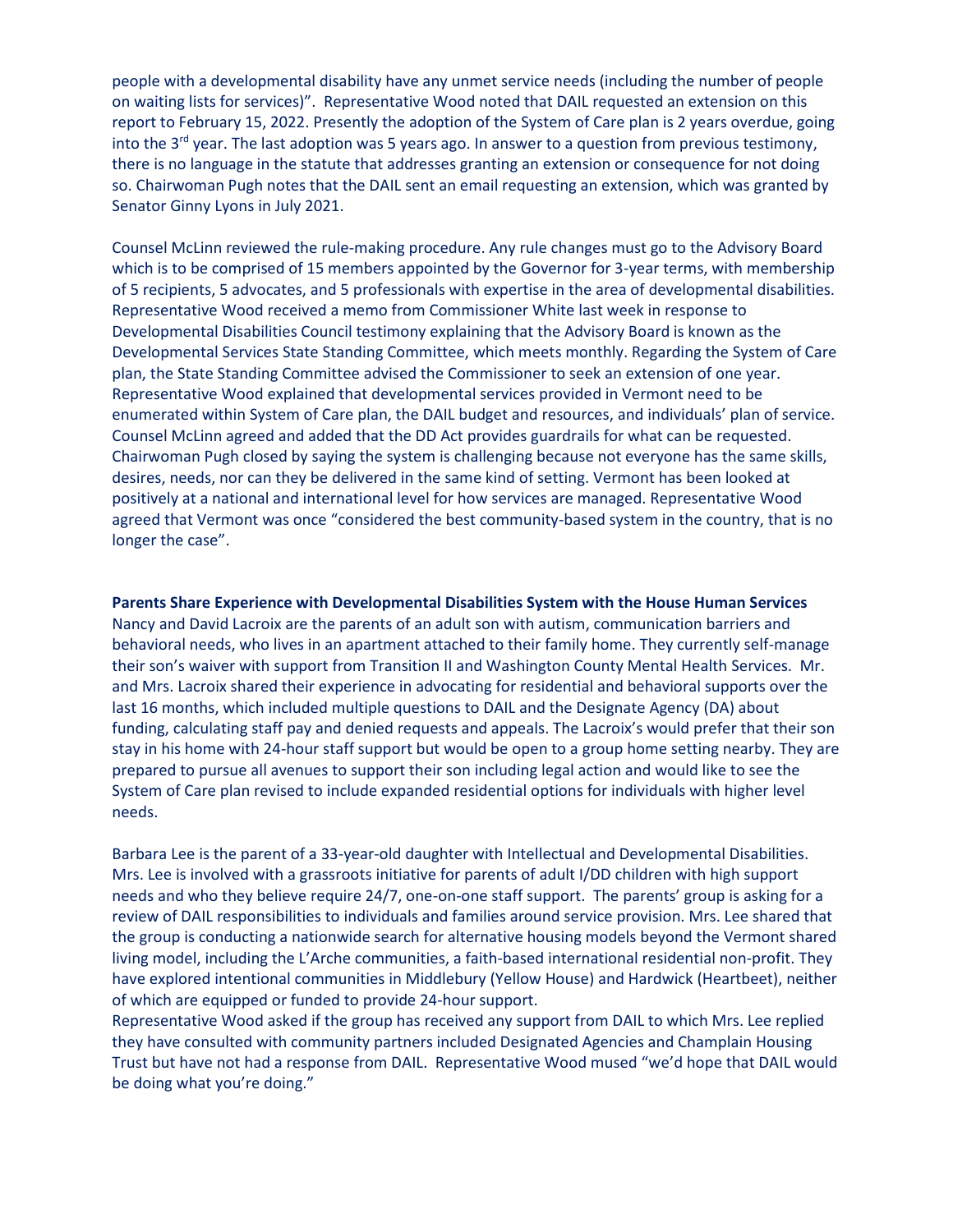people with a developmental disability have any unmet service needs (including the number of people on waiting lists for services)". Representative Wood noted that DAIL requested an extension on this report to February 15, 2022. Presently the adoption of the System of Care plan is 2 years overdue, going into the 3rd year. The last adoption was 5 years ago. In answer to a question from previous testimony, there is no language in the statute that addresses granting an extension or consequence for not doing so. Chairwoman Pugh notes that the DAIL sent an email requesting an extension, which was granted by Senator Ginny Lyons in July 2021.

Counsel McLinn reviewed the rule-making procedure. Any rule changes must go to the Advisory Board which is to be comprised of 15 members appointed by the Governor for 3-year terms, with membership of 5 recipients, 5 advocates, and 5 professionals with expertise in the area of developmental disabilities. Representative Wood received a memo from Commissioner White last week in response to Developmental Disabilities Council testimony explaining that the Advisory Board is known as the Developmental Services State Standing Committee, which meets monthly. Regarding the System of Care plan, the State Standing Committee advised the Commissioner to seek an extension of one year. Representative Wood explained that developmental services provided in Vermont need to be enumerated within System of Care plan, the DAIL budget and resources, and individuals' plan of service. Counsel McLinn agreed and added that the DD Act provides guardrails for what can be requested. Chairwoman Pugh closed by saying the system is challenging because not everyone has the same skills, desires, needs, nor can they be delivered in the same kind of setting. Vermont has been looked at positively at a national and international level for how services are managed. Representative Wood agreed that Vermont was once "considered the best community-based system in the country, that is no longer the case".

**Parents Share Experience with Developmental Disabilities System with the House Human Services**

Nancy and David Lacroix are the parents of an adult son with autism, communication barriers and behavioral needs, who lives in an apartment attached to their family home. They currently self-manage their son's waiver with support from Transition II and Washington County Mental Health Services. Mr. and Mrs. Lacroix shared their experience in advocating for residential and behavioral supports over the last 16 months, which included multiple questions to DAIL and the Designate Agency (DA) about funding, calculating staff pay and denied requests and appeals. The Lacroix's would prefer that their son stay in his home with 24-hour staff support but would be open to a group home setting nearby. They are prepared to pursue all avenues to support their son including legal action and would like to see the System of Care plan revised to include expanded residential options for individuals with higher level needs.

Barbara Lee is the parent of a 33-year-old daughter with Intellectual and Developmental Disabilities. Mrs. Lee is involved with a grassroots initiative for parents of adult I/DD children with high support needs and who they believe require 24/7, one-on-one staff support. The parents' group is asking for a review of DAIL responsibilities to individuals and families around service provision. Mrs. Lee shared that the group is conducting a nationwide search for alternative housing models beyond the Vermont shared living model, including the L'Arche communities, a faith-based international residential non-profit. They have explored intentional communities in Middlebury (Yellow House) and Hardwick (Heartbeet), neither of which are equipped or funded to provide 24-hour support.

Representative Wood asked if the group has received any support from DAIL to which Mrs. Lee replied they have consulted with community partners included Designated Agencies and Champlain Housing Trust but have not had a response from DAIL. Representative Wood mused "we'd hope that DAIL would be doing what you're doing."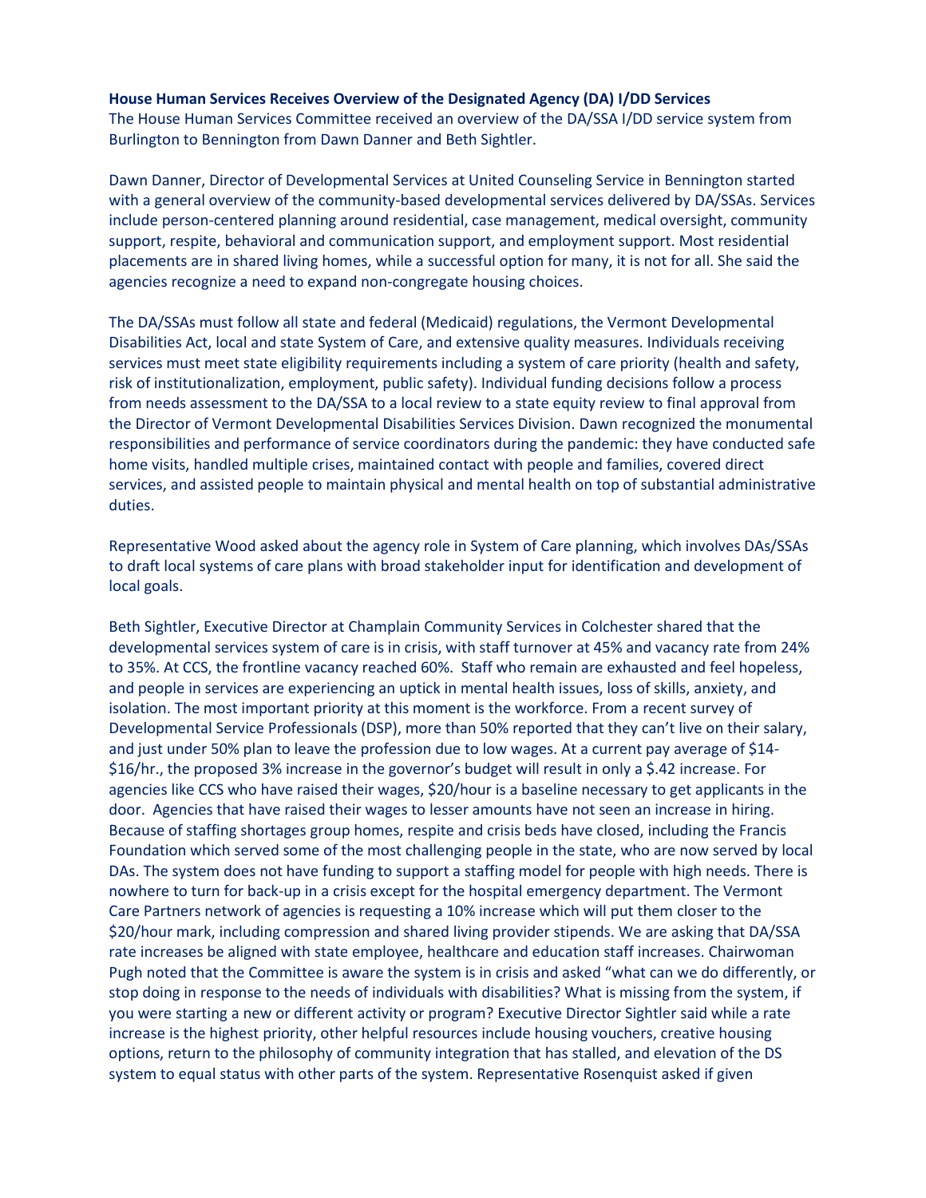**House Human Services Receives Overview of the Designated Agency (DA) I/DD Services**

The House Human Services Committee received an overview of the DA/SSA I/DD service system from Burlington to Bennington from Dawn Danner and Beth Sightler.

Dawn Danner, Director of Developmental Services at United Counseling Service in Bennington started with a general overview of the community-based developmental services delivered by DA/SSAs. Services include person-centered planning around residential, case management, medical oversight, community support, respite, behavioral and communication support, and employment support. Most residential placements are in shared living homes, while a successful option for many, it is not for all. She said the agencies recognize a need to expand non-congregate housing choices.

The DA/SSAs must follow all state and federal (Medicaid) regulations, the Vermont Developmental Disabilities Act, local and state System of Care, and extensive quality measures. Individuals receiving services must meet state eligibility requirements including a system of care priority (health and safety, risk of institutionalization, employment, public safety). Individual funding decisions follow a process from needs assessment to the DA/SSA to a local review to a state equity review to final approval from the Director of Vermont Developmental Disabilities Services Division. Dawn recognized the monumental responsibilities and performance of service coordinators during the pandemic: they have conducted safe home visits, handled multiple crises, maintained contact with people and families, covered direct services, and assisted people to maintain physical and mental health on top of substantial administrative duties.

Representative Wood asked about the agency role in System of Care planning, which involves DAs/SSAs to draft local systems of care plans with broad stakeholder input for identification and development of local goals.

Beth Sightler, Executive Director at Champlain Community Services in Colchester shared that the developmental services system of care is in crisis, with staff turnover at 45% and vacancy rate from 24% to 35%. At CCS, the frontline vacancy reached 60%. Staff who remain are exhausted and feel hopeless, and people in services are experiencing an uptick in mental health issues, loss of skills, anxiety, and isolation. The most important priority at this moment is the workforce. From a recent survey of Developmental Service Professionals (DSP), more than 50% reported that they can't live on their salary, and just under 50% plan to leave the profession due to low wages. At a current pay average of $14-$16/hr., the proposed 3% increase in the governor's budget will result in only a $.42 increase. For agencies like CCS who have raised their wages, $20/hour is a baseline necessary to get applicants in the door. Agencies that have raised their wages to lesser amounts have not seen an increase in hiring. Because of staffing shortages group homes, respite and crisis beds have closed, including the Francis Foundation which served some of the most challenging people in the state, who are now served by local DAs. The system does not have funding to support a staffing model for people with high needs. There is nowhere to turn for back-up in a crisis except for the hospital emergency department. The Vermont Care Partners network of agencies is requesting a 10% increase which will put them closer to the $20/hour mark, including compression and shared living provider stipends. We are asking that DA/SSA rate increases be aligned with state employee, healthcare and education staff increases. Chairwoman Pugh noted that the Committee is aware the system is in crisis and asked "what can we do differently, or stop doing in response to the needs of individuals with disabilities? What is missing from the system, if you were starting a new or different activity or program? Executive Director Sightler said while a rate increase is the highest priority, other helpful resources include housing vouchers, creative housing options, return to the philosophy of community integration that has stalled, and elevation of the DS system to equal status with other parts of the system. Representative Rosenquist asked if given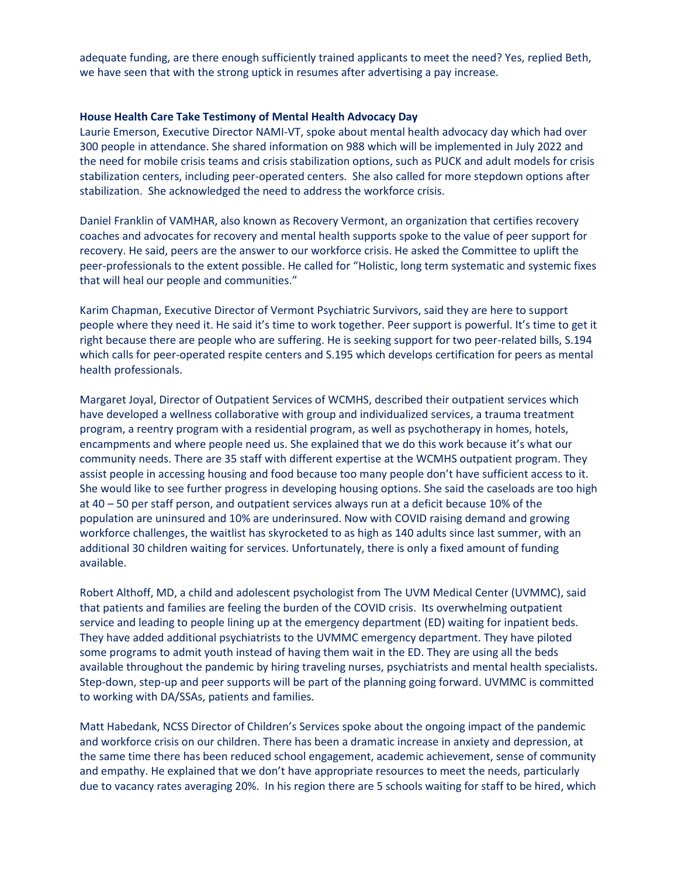adequate funding, are there enough sufficiently trained applicants to meet the need? Yes, replied Beth, we have seen that with the strong uptick in resumes after advertising a pay increase.

**House Health Care Take Testimony of Mental Health Advocacy Day**

Laurie Emerson, Executive Director NAMI-VT, spoke about mental health advocacy day which had over 300 people in attendance. She shared information on 988 which will be implemented in July 2022 and the need for mobile crisis teams and crisis stabilization options, such as PUCK and adult models for crisis stabilization centers, including peer-operated centers. She also called for more stepdown options after stabilization. She acknowledged the need to address the workforce crisis.

Daniel Franklin of VAMHAR, also known as Recovery Vermont, an organization that certifies recovery coaches and advocates for recovery and mental health supports spoke to the value of peer support for recovery. He said, peers are the answer to our workforce crisis. He asked the Committee to uplift the peer-professionals to the extent possible. He called for "Holistic, long term systematic and systemic fixes that will heal our people and communities."

Karim Chapman, Executive Director of Vermont Psychiatric Survivors, said they are here to support people where they need it. He said it's time to work together. Peer support is powerful. It's time to get it right because there are people who are suffering. He is seeking support for two peer-related bills, S.194 which calls for peer-operated respite centers and S.195 which develops certification for peers as mental health professionals.

Margaret Joyal, Director of Outpatient Services of WCMHS, described their outpatient services which have developed a wellness collaborative with group and individualized services, a trauma treatment program, a reentry program with a residential program, as well as psychotherapy in homes, hotels, encampments and where people need us. She explained that we do this work because it's what our community needs. There are 35 staff with different expertise at the WCMHS outpatient program. They assist people in accessing housing and food because too many people don't have sufficient access to it. She would like to see further progress in developing housing options. She said the caseloads are too high at 40 – 50 per staff person, and outpatient services always run at a deficit because 10% of the population are uninsured and 10% are underinsured. Now with COVID raising demand and growing workforce challenges, the waitlist has skyrocketed to as high as 140 adults since last summer, with an additional 30 children waiting for services. Unfortunately, there is only a fixed amount of funding available.

Robert Althoff, MD, a child and adolescent psychologist from The UVM Medical Center (UVMMC), said that patients and families are feeling the burden of the COVID crisis. Its overwhelming outpatient service and leading to people lining up at the emergency department (ED) waiting for inpatient beds. They have added additional psychiatrists to the UVMMC emergency department. They have piloted some programs to admit youth instead of having them wait in the ED. They are using all the beds available throughout the pandemic by hiring traveling nurses, psychiatrists and mental health specialists. Step-down, step-up and peer supports will be part of the planning going forward. UVMMC is committed to working with DA/SSAs, patients and families.

Matt Habedank, NCSS Director of Children's Services spoke about the ongoing impact of the pandemic and workforce crisis on our children. There has been a dramatic increase in anxiety and depression, at the same time there has been reduced school engagement, academic achievement, sense of community and empathy. He explained that we don't have appropriate resources to meet the needs, particularly due to vacancy rates averaging 20%. In his region there are 5 schools waiting for staff to be hired, which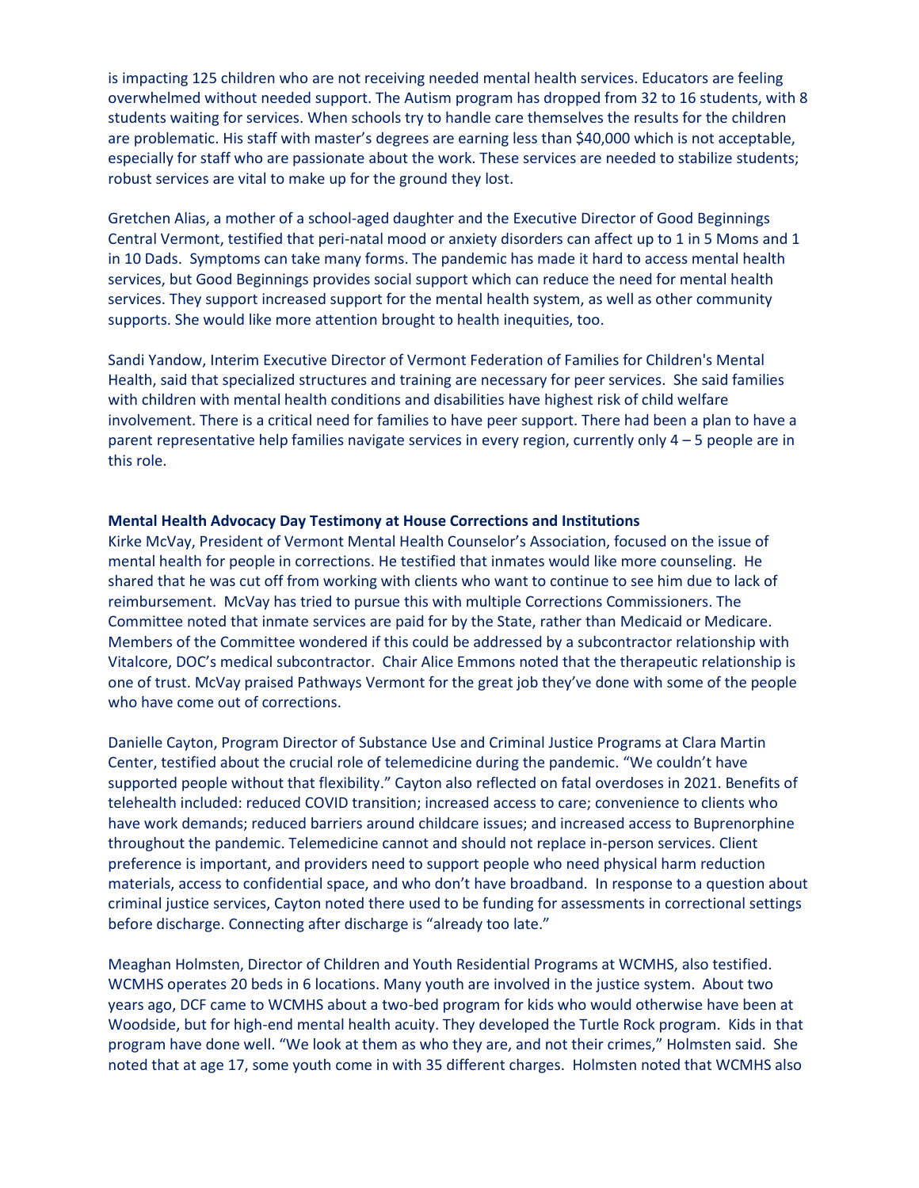is impacting 125 children who are not receiving needed mental health services. Educators are feeling overwhelmed without needed support. The Autism program has dropped from 32 to 16 students, with 8 students waiting for services. When schools try to handle care themselves the results for the children are problematic. His staff with master's degrees are earning less than $40,000 which is not acceptable, especially for staff who are passionate about the work. These services are needed to stabilize students; robust services are vital to make up for the ground they lost.

Gretchen Alias, a mother of a school-aged daughter and the Executive Director of Good Beginnings Central Vermont, testified that peri-natal mood or anxiety disorders can affect up to 1 in 5 Moms and 1 in 10 Dads. Symptoms can take many forms. The pandemic has made it hard to access mental health services, but Good Beginnings provides social support which can reduce the need for mental health services. They support increased support for the mental health system, as well as other community supports. She would like more attention brought to health inequities, too.

Sandi Yandow, Interim Executive Director of Vermont Federation of Families for Children's Mental Health, said that specialized structures and training are necessary for peer services. She said families with children with mental health conditions and disabilities have highest risk of child welfare involvement. There is a critical need for families to have peer support. There had been a plan to have a parent representative help families navigate services in every region, currently only 4 – 5 people are in this role.

**Mental Health Advocacy Day Testimony at House Corrections and Institutions**

Kirke McVay, President of Vermont Mental Health Counselor's Association, focused on the issue of mental health for people in corrections. He testified that inmates would like more counseling. He shared that he was cut off from working with clients who want to continue to see him due to lack of reimbursement. McVay has tried to pursue this with multiple Corrections Commissioners. The Committee noted that inmate services are paid for by the State, rather than Medicaid or Medicare. Members of the Committee wondered if this could be addressed by a subcontractor relationship with Vitalcore, DOC's medical subcontractor. Chair Alice Emmons noted that the therapeutic relationship is one of trust. McVay praised Pathways Vermont for the great job they've done with some of the people who have come out of corrections.

Danielle Cayton, Program Director of Substance Use and Criminal Justice Programs at Clara Martin Center, testified about the crucial role of telemedicine during the pandemic. "We couldn't have supported people without that flexibility." Cayton also reflected on fatal overdoses in 2021. Benefits of telehealth included: reduced COVID transition; increased access to care; convenience to clients who have work demands; reduced barriers around childcare issues; and increased access to Buprenorphine throughout the pandemic. Telemedicine cannot and should not replace in-person services. Client preference is important, and providers need to support people who need physical harm reduction materials, access to confidential space, and who don't have broadband. In response to a question about criminal justice services, Cayton noted there used to be funding for assessments in correctional settings before discharge. Connecting after discharge is "already too late."

Meaghan Holmsten, Director of Children and Youth Residential Programs at WCMHS, also testified. WCMHS operates 20 beds in 6 locations. Many youth are involved in the justice system. About two years ago, DCF came to WCMHS about a two-bed program for kids who would otherwise have been at Woodside, but for high-end mental health acuity. They developed the Turtle Rock program. Kids in that program have done well. "We look at them as who they are, and not their crimes," Holmsten said. She noted that at age 17, some youth come in with 35 different charges. Holmsten noted that WCMHS also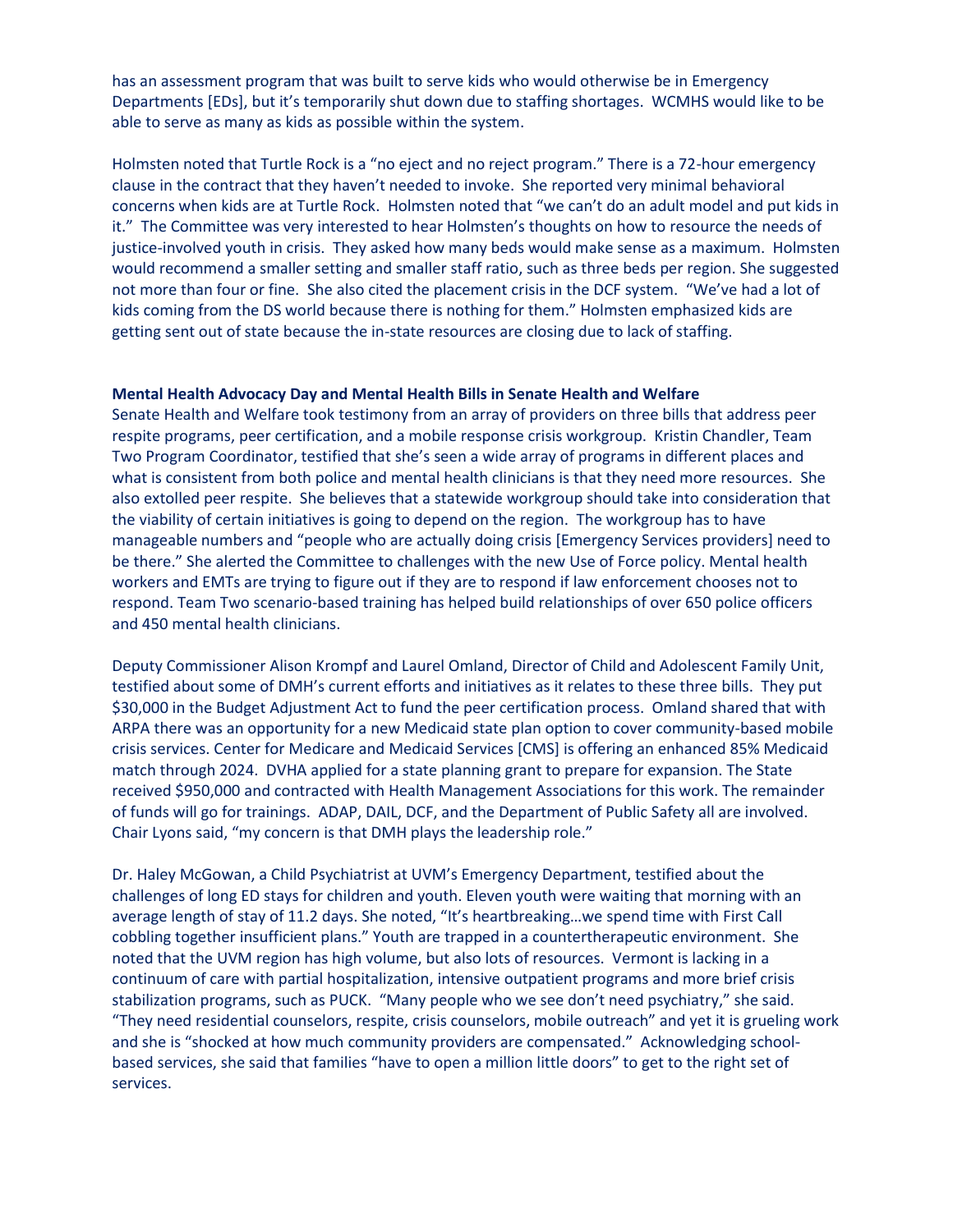has an assessment program that was built to serve kids who would otherwise be in Emergency Departments [EDs], but it's temporarily shut down due to staffing shortages. WCMHS would like to be able to serve as many as kids as possible within the system.

Holmsten noted that Turtle Rock is a "no eject and no reject program." There is a 72-hour emergency clause in the contract that they haven't needed to invoke. She reported very minimal behavioral concerns when kids are at Turtle Rock. Holmsten noted that "we can't do an adult model and put kids in it." The Committee was very interested to hear Holmsten's thoughts on how to resource the needs of justice-involved youth in crisis. They asked how many beds would make sense as a maximum. Holmsten would recommend a smaller setting and smaller staff ratio, such as three beds per region. She suggested not more than four or fine. She also cited the placement crisis in the DCF system. "We've had a lot of kids coming from the DS world because there is nothing for them." Holmsten emphasized kids are getting sent out of state because the in-state resources are closing due to lack of staffing.

**Mental Health Advocacy Day and Mental Health Bills in Senate Health and Welfare**

Senate Health and Welfare took testimony from an array of providers on three bills that address peer respite programs, peer certification, and a mobile response crisis workgroup. Kristin Chandler, Team Two Program Coordinator, testified that she's seen a wide array of programs in different places and what is consistent from both police and mental health clinicians is that they need more resources. She also extolled peer respite. She believes that a statewide workgroup should take into consideration that the viability of certain initiatives is going to depend on the region. The workgroup has to have manageable numbers and "people who are actually doing crisis [Emergency Services providers] need to be there." She alerted the Committee to challenges with the new Use of Force policy. Mental health workers and EMTs are trying to figure out if they are to respond if law enforcement chooses not to respond. Team Two scenario-based training has helped build relationships of over 650 police officers and 450 mental health clinicians.

Deputy Commissioner Alison Krompf and Laurel Omland, Director of Child and Adolescent Family Unit, testified about some of DMH's current efforts and initiatives as it relates to these three bills. They put $30,000 in the Budget Adjustment Act to fund the peer certification process. Omland shared that with ARPA there was an opportunity for a new Medicaid state plan option to cover community-based mobile crisis services. Center for Medicare and Medicaid Services [CMS] is offering an enhanced 85% Medicaid match through 2024. DVHA applied for a state planning grant to prepare for expansion. The State received $950,000 and contracted with Health Management Associations for this work. The remainder of funds will go for trainings. ADAP, DAIL, DCF, and the Department of Public Safety all are involved. Chair Lyons said, "my concern is that DMH plays the leadership role."

Dr. Haley McGowan, a Child Psychiatrist at UVM's Emergency Department, testified about the challenges of long ED stays for children and youth. Eleven youth were waiting that morning with an average length of stay of 11.2 days. She noted, "It's heartbreaking…we spend time with First Call cobbling together insufficient plans." Youth are trapped in a countertherapeutic environment. She noted that the UVM region has high volume, but also lots of resources. Vermont is lacking in a continuum of care with partial hospitalization, intensive outpatient programs and more brief crisis stabilization programs, such as PUCK. "Many people who we see don't need psychiatry," she said. "They need residential counselors, respite, crisis counselors, mobile outreach" and yet it is grueling work and she is "shocked at how much community providers are compensated." Acknowledging school-based services, she said that families "have to open a million little doors" to get to the right set of services.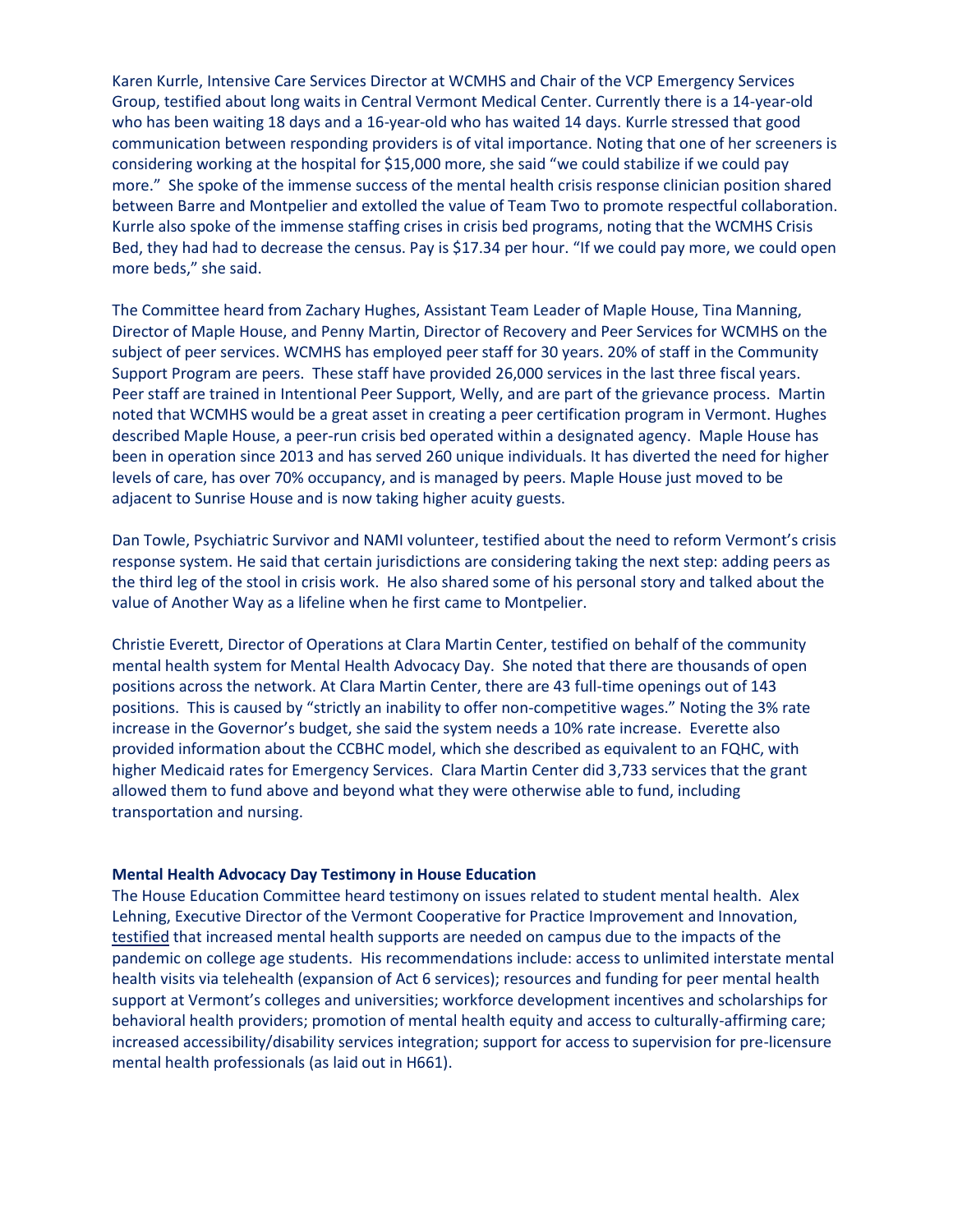Karen Kurrle, Intensive Care Services Director at WCMHS and Chair of the VCP Emergency Services Group, testified about long waits in Central Vermont Medical Center. Currently there is a 14-year-old who has been waiting 18 days and a 16-year-old who has waited 14 days. Kurrle stressed that good communication between responding providers is of vital importance. Noting that one of her screeners is considering working at the hospital for $15,000 more, she said "we could stabilize if we could pay more." She spoke of the immense success of the mental health crisis response clinician position shared between Barre and Montpelier and extolled the value of Team Two to promote respectful collaboration. Kurrle also spoke of the immense staffing crises in crisis bed programs, noting that the WCMHS Crisis Bed, they had had to decrease the census. Pay is $17.34 per hour. "If we could pay more, we could open more beds," she said.

The Committee heard from Zachary Hughes, Assistant Team Leader of Maple House, Tina Manning, Director of Maple House, and Penny Martin, Director of Recovery and Peer Services for WCMHS on the subject of peer services. WCMHS has employed peer staff for 30 years. 20% of staff in the Community Support Program are peers. These staff have provided 26,000 services in the last three fiscal years. Peer staff are trained in Intentional Peer Support, Welly, and are part of the grievance process. Martin noted that WCMHS would be a great asset in creating a peer certification program in Vermont. Hughes described Maple House, a peer-run crisis bed operated within a designated agency. Maple House has been in operation since 2013 and has served 260 unique individuals. It has diverted the need for higher levels of care, has over 70% occupancy, and is managed by peers. Maple House just moved to be adjacent to Sunrise House and is now taking higher acuity guests.

Dan Towle, Psychiatric Survivor and NAMI volunteer, testified about the need to reform Vermont's crisis response system. He said that certain jurisdictions are considering taking the next step: adding peers as the third leg of the stool in crisis work. He also shared some of his personal story and talked about the value of Another Way as a lifeline when he first came to Montpelier.

Christie Everett, Director of Operations at Clara Martin Center, testified on behalf of the community mental health system for Mental Health Advocacy Day. She noted that there are thousands of open positions across the network. At Clara Martin Center, there are 43 full-time openings out of 143 positions. This is caused by "strictly an inability to offer non-competitive wages." Noting the 3% rate increase in the Governor's budget, she said the system needs a 10% rate increase. Everette also provided information about the CCBHC model, which she described as equivalent to an FQHC, with higher Medicaid rates for Emergency Services. Clara Martin Center did 3,733 services that the grant allowed them to fund above and beyond what they were otherwise able to fund, including transportation and nursing.

**Mental Health Advocacy Day Testimony in House Education**

The House Education Committee heard testimony on issues related to student mental health. Alex Lehning, Executive Director of the Vermont Cooperative for Practice Improvement and Innovation, testified that increased mental health supports are needed on campus due to the impacts of the pandemic on college age students. His recommendations include: access to unlimited interstate mental health visits via telehealth (expansion of Act 6 services); resources and funding for peer mental health support at Vermont's colleges and universities; workforce development incentives and scholarships for behavioral health providers; promotion of mental health equity and access to culturally-affirming care; increased accessibility/disability services integration; support for access to supervision for pre-licensure mental health professionals (as laid out in H661).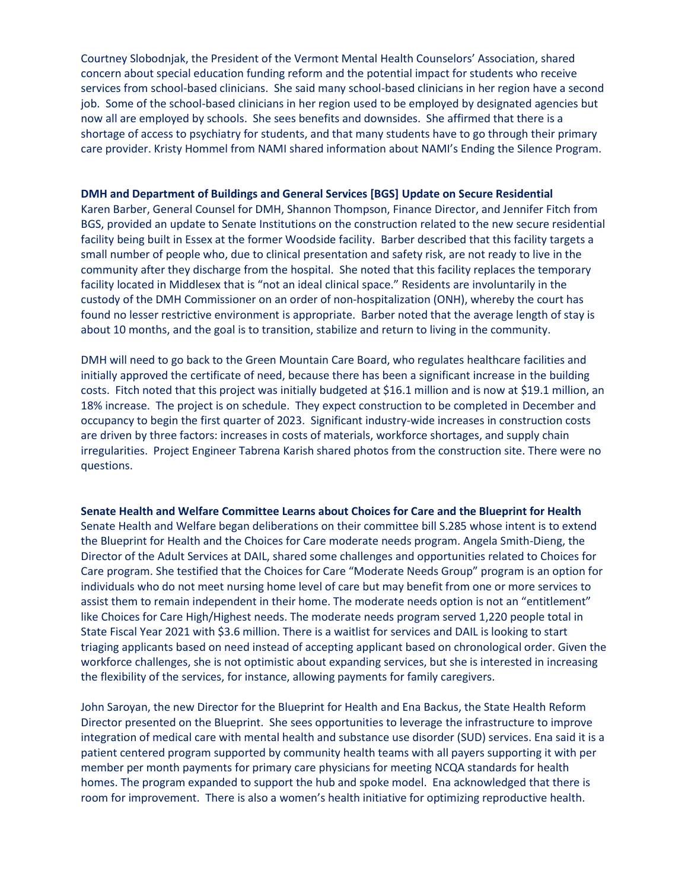Courtney Slobodnjak, the President of the Vermont Mental Health Counselors' Association, shared concern about special education funding reform and the potential impact for students who receive services from school-based clinicians. She said many school-based clinicians in her region have a second job. Some of the school-based clinicians in her region used to be employed by designated agencies but now all are employed by schools. She sees benefits and downsides. She affirmed that there is a shortage of access to psychiatry for students, and that many students have to go through their primary care provider. Kristy Hommel from NAMI shared information about NAMI's Ending the Silence Program.

**DMH and Department of Buildings and General Services [BGS] Update on Secure Residential**

Karen Barber, General Counsel for DMH, Shannon Thompson, Finance Director, and Jennifer Fitch from BGS, provided an update to Senate Institutions on the construction related to the new secure residential facility being built in Essex at the former Woodside facility. Barber described that this facility targets a small number of people who, due to clinical presentation and safety risk, are not ready to live in the community after they discharge from the hospital. She noted that this facility replaces the temporary facility located in Middlesex that is "not an ideal clinical space." Residents are involuntarily in the custody of the DMH Commissioner on an order of non-hospitalization (ONH), whereby the court has found no lesser restrictive environment is appropriate. Barber noted that the average length of stay is about 10 months, and the goal is to transition, stabilize and return to living in the community.

DMH will need to go back to the Green Mountain Care Board, who regulates healthcare facilities and initially approved the certificate of need, because there has been a significant increase in the building costs. Fitch noted that this project was initially budgeted at $16.1 million and is now at $19.1 million, an 18% increase. The project is on schedule. They expect construction to be completed in December and occupancy to begin the first quarter of 2023. Significant industry-wide increases in construction costs are driven by three factors: increases in costs of materials, workforce shortages, and supply chain irregularities. Project Engineer Tabrena Karish shared photos from the construction site. There were no questions.

**Senate Health and Welfare Committee Learns about Choices for Care and the Blueprint for Health**

Senate Health and Welfare began deliberations on their committee bill S.285 whose intent is to extend the Blueprint for Health and the Choices for Care moderate needs program. Angela Smith-Dieng, the Director of the Adult Services at DAIL, shared some challenges and opportunities related to Choices for Care program. She testified that the Choices for Care "Moderate Needs Group" program is an option for individuals who do not meet nursing home level of care but may benefit from one or more services to assist them to remain independent in their home. The moderate needs option is not an "entitlement" like Choices for Care High/Highest needs. The moderate needs program served 1,220 people total in State Fiscal Year 2021 with $3.6 million. There is a waitlist for services and DAIL is looking to start triaging applicants based on need instead of accepting applicant based on chronological order. Given the workforce challenges, she is not optimistic about expanding services, but she is interested in increasing the flexibility of the services, for instance, allowing payments for family caregivers.

John Saroyan, the new Director for the Blueprint for Health and Ena Backus, the State Health Reform Director presented on the Blueprint. She sees opportunities to leverage the infrastructure to improve integration of medical care with mental health and substance use disorder (SUD) services. Ena said it is a patient centered program supported by community health teams with all payers supporting it with per member per month payments for primary care physicians for meeting NCQA standards for health homes. The program expanded to support the hub and spoke model. Ena acknowledged that there is room for improvement. There is also a women's health initiative for optimizing reproductive health.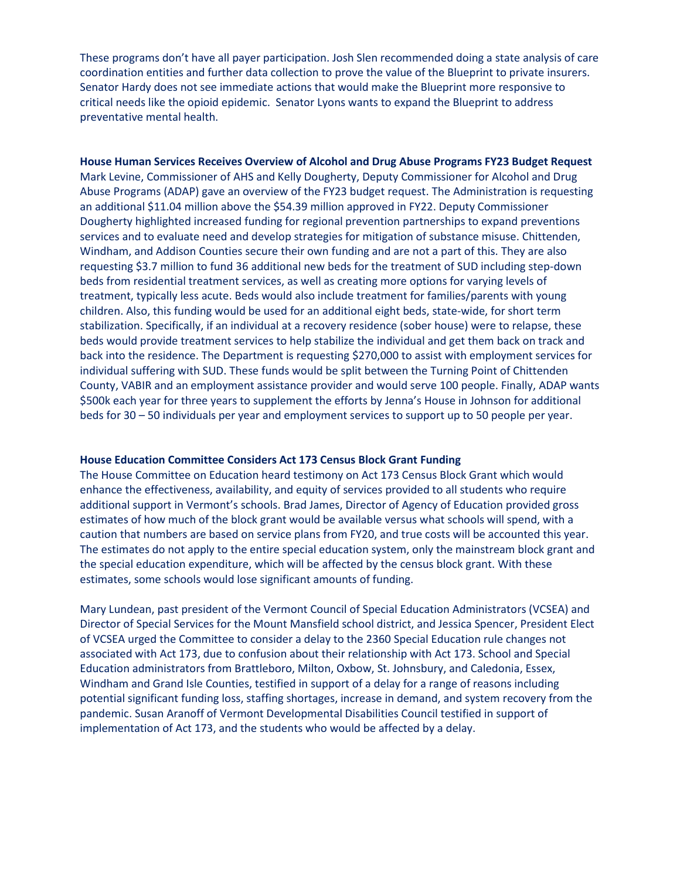These programs don't have all payer participation. Josh Slen recommended doing a state analysis of care coordination entities and further data collection to prove the value of the Blueprint to private insurers. Senator Hardy does not see immediate actions that would make the Blueprint more responsive to critical needs like the opioid epidemic. Senator Lyons wants to expand the Blueprint to address preventative mental health.

**House Human Services Receives Overview of Alcohol and Drug Abuse Programs FY23 Budget Request**

Mark Levine, Commissioner of AHS and Kelly Dougherty, Deputy Commissioner for Alcohol and Drug Abuse Programs (ADAP) gave an overview of the FY23 budget request. The Administration is requesting an additional $11.04 million above the $54.39 million approved in FY22. Deputy Commissioner Dougherty highlighted increased funding for regional prevention partnerships to expand preventions services and to evaluate need and develop strategies for mitigation of substance misuse. Chittenden, Windham, and Addison Counties secure their own funding and are not a part of this. They are also requesting $3.7 million to fund 36 additional new beds for the treatment of SUD including step-down beds from residential treatment services, as well as creating more options for varying levels of treatment, typically less acute. Beds would also include treatment for families/parents with young children. Also, this funding would be used for an additional eight beds, state-wide, for short term stabilization. Specifically, if an individual at a recovery residence (sober house) were to relapse, these beds would provide treatment services to help stabilize the individual and get them back on track and back into the residence. The Department is requesting $270,000 to assist with employment services for individual suffering with SUD. These funds would be split between the Turning Point of Chittenden County, VABIR and an employment assistance provider and would serve 100 people. Finally, ADAP wants $500k each year for three years to supplement the efforts by Jenna's House in Johnson for additional beds for 30 – 50 individuals per year and employment services to support up to 50 people per year.

**House Education Committee Considers Act 173 Census Block Grant Funding**

The House Committee on Education heard testimony on Act 173 Census Block Grant which would enhance the effectiveness, availability, and equity of services provided to all students who require additional support in Vermont's schools. Brad James, Director of Agency of Education provided gross estimates of how much of the block grant would be available versus what schools will spend, with a caution that numbers are based on service plans from FY20, and true costs will be accounted this year. The estimates do not apply to the entire special education system, only the mainstream block grant and the special education expenditure, which will be affected by the census block grant. With these estimates, some schools would lose significant amounts of funding.

Mary Lundean, past president of the Vermont Council of Special Education Administrators (VCSEA) and Director of Special Services for the Mount Mansfield school district, and Jessica Spencer, President Elect of VCSEA urged the Committee to consider a delay to the 2360 Special Education rule changes not associated with Act 173, due to confusion about their relationship with Act 173. School and Special Education administrators from Brattleboro, Milton, Oxbow, St. Johnsbury, and Caledonia, Essex, Windham and Grand Isle Counties, testified in support of a delay for a range of reasons including potential significant funding loss, staffing shortages, increase in demand, and system recovery from the pandemic. Susan Aranoff of Vermont Developmental Disabilities Council testified in support of implementation of Act 173, and the students who would be affected by a delay.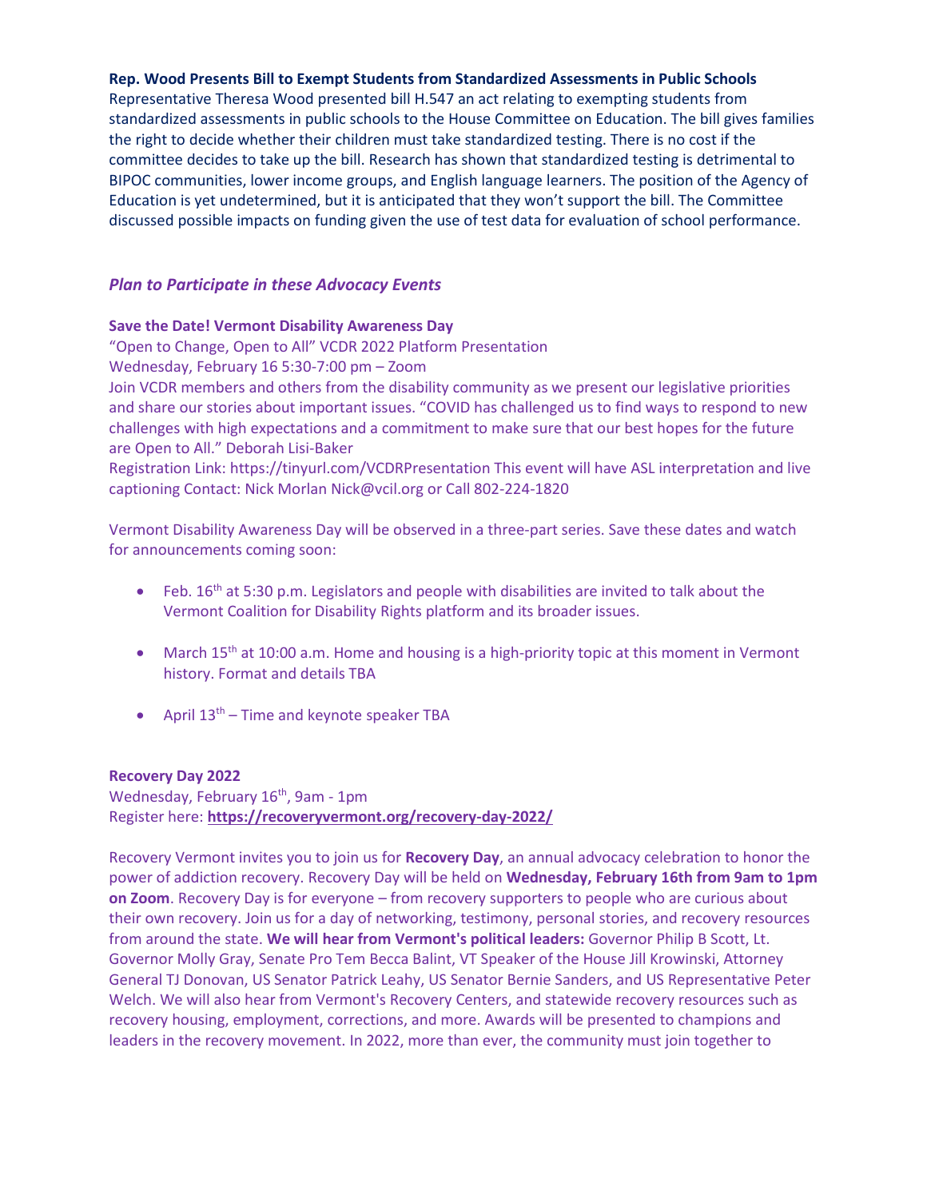**Rep. Wood Presents Bill to Exempt Students from Standardized Assessments in Public Schools**

Representative Theresa Wood presented bill H.547 an act relating to exempting students from standardized assessments in public schools to the House Committee on Education. The bill gives families the right to decide whether their children must take standardized testing. There is no cost if the committee decides to take up the bill. Research has shown that standardized testing is detrimental to BIPOC communities, lower income groups, and English language learners. The position of the Agency of Education is yet undetermined, but it is anticipated that they won't support the bill. The Committee discussed possible impacts on funding given the use of test data for evaluation of school performance.

## *Plan to Participate in these Advocacy Events*

**Save the Date! Vermont Disability Awareness Day**

"Open to Change, Open to All" VCDR 2022 Platform Presentation

Wednesday, February 16 5:30-7:00 pm – Zoom

Join VCDR members and others from the disability community as we present our legislative priorities and share our stories about important issues. "COVID has challenged us to find ways to respond to new challenges with high expectations and a commitment to make sure that our best hopes for the future are Open to All." Deborah Lisi-Baker

Registration Link: https://tinyurl.com/VCDRPresentation This event will have ASL interpretation and live captioning Contact: Nick Morlan Nick@vcil.org or Call 802-224-1820

Vermont Disability Awareness Day will be observed in a three-part series. Save these dates and watch for announcements coming soon:

- Feb. 16th at 5:30 p.m. Legislators and people with disabilities are invited to talk about the Vermont Coalition for Disability Rights platform and its broader issues.
- March 15th at 10:00 a.m. Home and housing is a high-priority topic at this moment in Vermont history. Format and details TBA
- April 13th – Time and keynote speaker TBA

**Recovery Day 2022**

Wednesday, February 16th, 9am - 1pm

Register here: **https://recoveryvermont.org/recovery-day-2022/**

Recovery Vermont invites you to join us for **Recovery Day**, an annual advocacy celebration to honor the power of addiction recovery. Recovery Day will be held on **Wednesday, February 16th from 9am to 1pm on Zoom**. Recovery Day is for everyone – from recovery supporters to people who are curious about their own recovery. Join us for a day of networking, testimony, personal stories, and recovery resources from around the state. **We will hear from Vermont's political leaders:** Governor Philip B Scott, Lt. Governor Molly Gray, Senate Pro Tem Becca Balint, VT Speaker of the House Jill Krowinski, Attorney General TJ Donovan, US Senator Patrick Leahy, US Senator Bernie Sanders, and US Representative Peter Welch. We will also hear from Vermont's Recovery Centers, and statewide recovery resources such as recovery housing, employment, corrections, and more. Awards will be presented to champions and leaders in the recovery movement. In 2022, more than ever, the community must join together to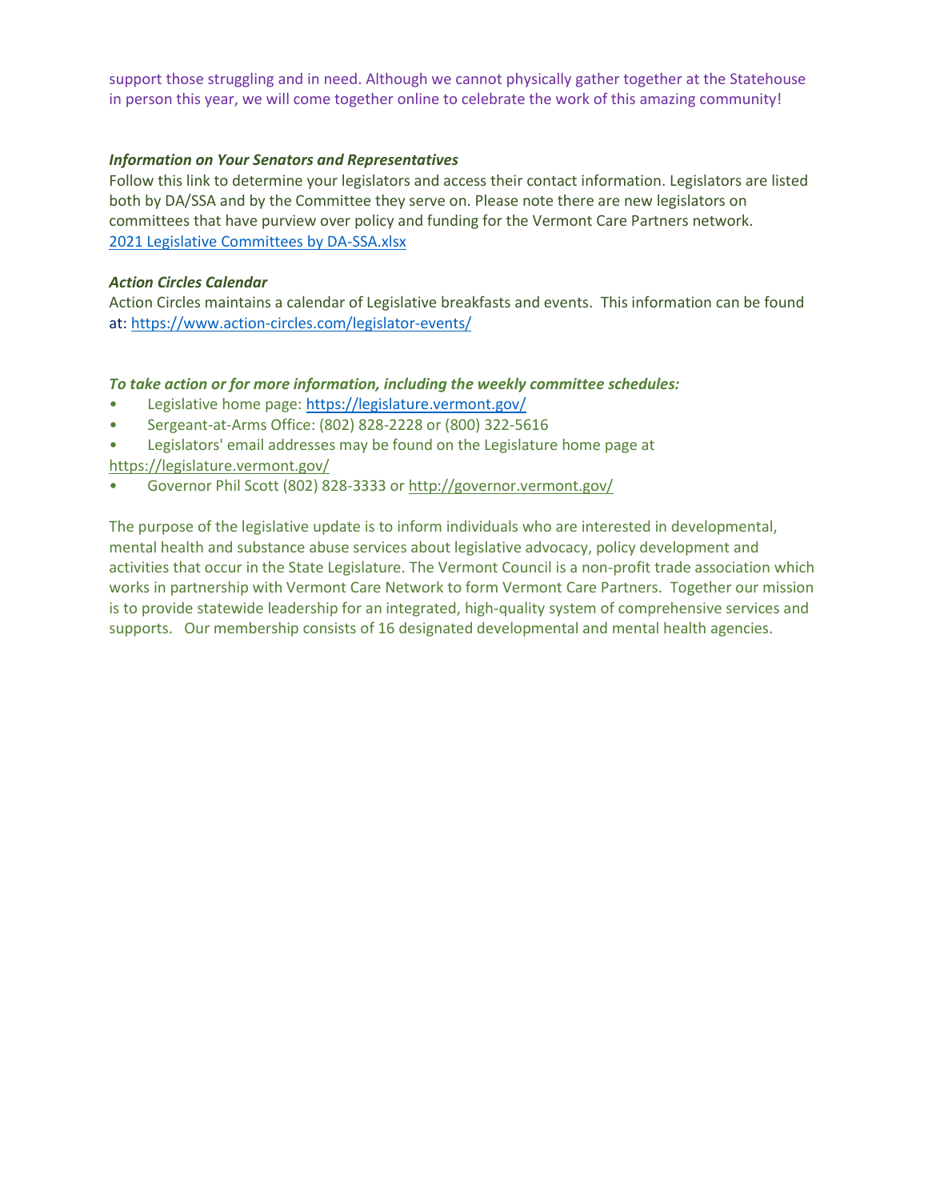support those struggling and in need. Although we cannot physically gather together at the Statehouse in person this year, we will come together online to celebrate the work of this amazing community!

***Information on Your Senators and Representatives***

Follow this link to determine your legislators and access their contact information. Legislators are listed both by DA/SSA and by the Committee they serve on. Please note there are new legislators on committees that have purview over policy and funding for the Vermont Care Partners network.
[2021 Legislative Committees by DA-SSA.xlsx]

***Action Circles Calendar***

Action Circles maintains a calendar of Legislative breakfasts and events. This information can be found at: https://www.action-circles.com/legislator-events/

***To take action or for more information, including the weekly committee schedules:***

- Legislative home page: https://legislature.vermont.gov/
- Sergeant-at-Arms Office: (802) 828-2228 or (800) 322-5616
- Legislators' email addresses may be found on the Legislature home page at https://legislature.vermont.gov/
- Governor Phil Scott (802) 828-3333 or http://governor.vermont.gov/

The purpose of the legislative update is to inform individuals who are interested in developmental, mental health and substance abuse services about legislative advocacy, policy development and activities that occur in the State Legislature. The Vermont Council is a non-profit trade association which works in partnership with Vermont Care Network to form Vermont Care Partners. Together our mission is to provide statewide leadership for an integrated, high-quality system of comprehensive services and supports. Our membership consists of 16 designated developmental and mental health agencies.